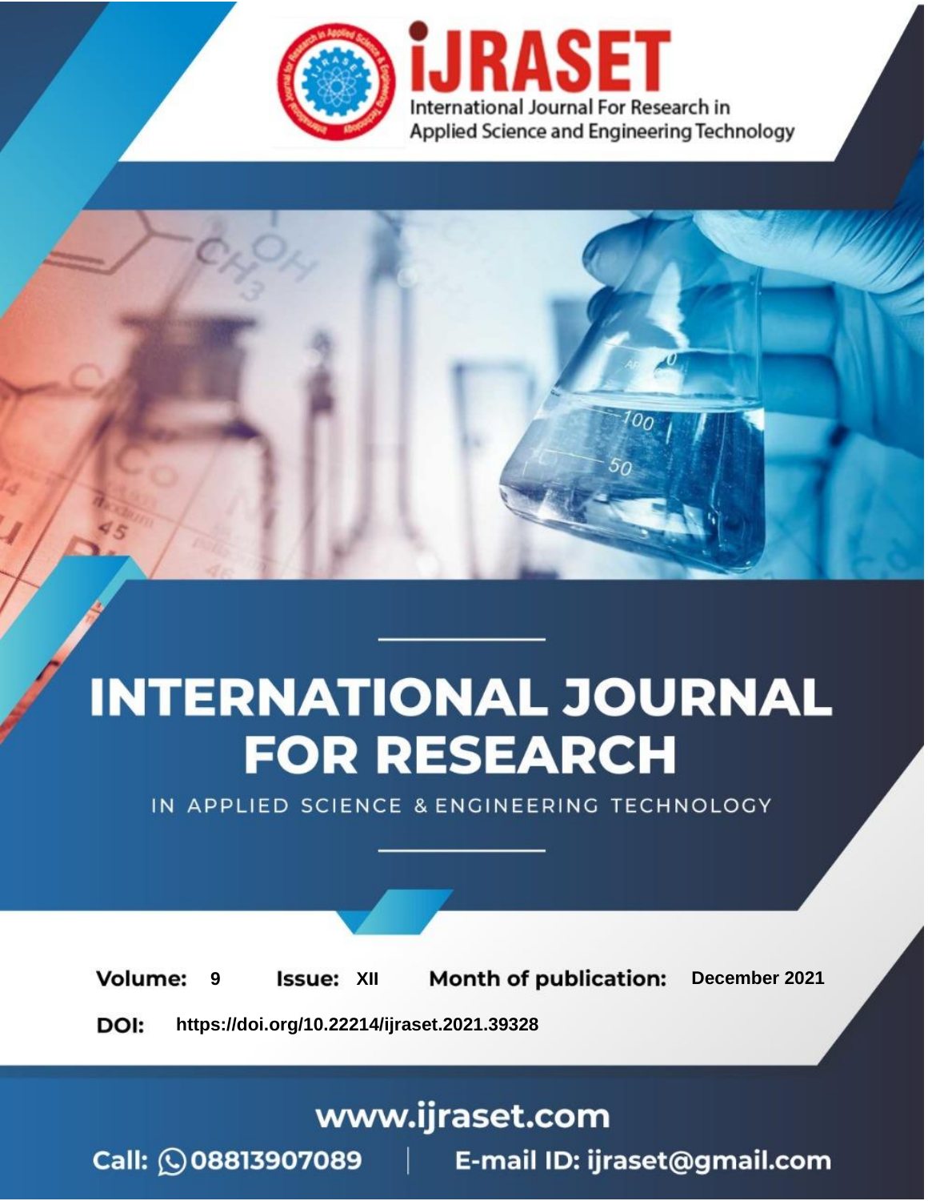iJRASET

International Journal For Research in Applied Science and Engineering Technology

# INTERNATIONAL JOURNAL FOR RESEARCH

IN APPLIED SCIENCE & ENGINEERING TECHNOLOGY

**Volume:** 9 **Issue:** XII **Month of publication:** December 2021

**DOI:** https://doi.org/10.22214/ijraset.2021.39328

www.ijraset.com

Call: 08813907089 | E-mail ID: ijraset@gmail.com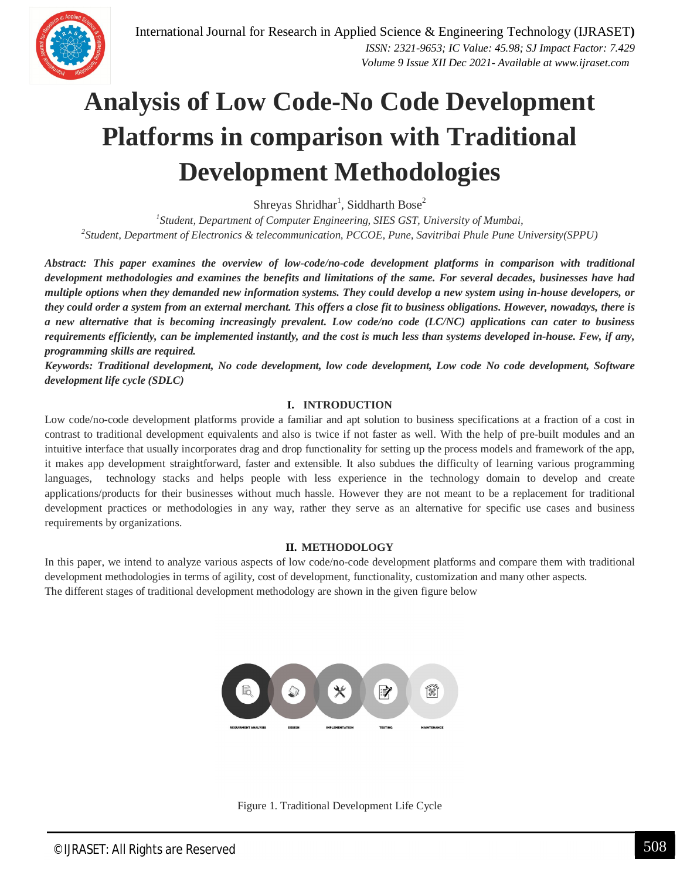# Analysis of Low Code-No Code Development Platforms in comparison with Traditional Development Methodologies

Shreyas Shridhar[1], Siddharth Bose[2]

[1]*Student, Department of Computer Engineering, SIES GST, University of Mumbai,*
[2]*Student, Department of Electronics & telecommunication, PCCOE, Pune, Savitribai Phule Pune University(SPPU)*

***Abstract: This paper examines the overview of low-code/no-code development platforms in comparison with traditional development methodologies and examines the benefits and limitations of the same. For several decades, businesses have had multiple options when they demanded new information systems. They could develop a new system using in-house developers, or they could order a system from an external merchant. This offers a close fit to business obligations. However, nowadays, there is a new alternative that is becoming increasingly prevalent. Low code/no code (LC/NC) applications can cater to business requirements efficiently, can be implemented instantly, and the cost is much less than systems developed in-house. Few, if any, programming skills are required.***

***Keywords: Traditional development, No code development, low code development, Low code No code development, Software development life cycle (SDLC)***

## I. INTRODUCTION

Low code/no-code development platforms provide a familiar and apt solution to business specifications at a fraction of a cost in contrast to traditional development equivalents and also is twice if not faster as well. With the help of pre-built modules and an intuitive interface that usually incorporates drag and drop functionality for setting up the process models and framework of the app, it makes app development straightforward, faster and extensible. It also subdues the difficulty of learning various programming languages, technology stacks and helps people with less experience in the technology domain to develop and create applications/products for their businesses without much hassle. However they are not meant to be a replacement for traditional development practices or methodologies in any way, rather they serve as an alternative for specific use cases and business requirements by organizations.

## II. METHODOLOGY

In this paper, we intend to analyze various aspects of low code/no-code development platforms and compare them with traditional development methodologies in terms of agility, cost of development, functionality, customization and many other aspects.

The different stages of traditional development methodology are shown in the given figure below

REQUIREMENT ANALYSIS | DESIGN | IMPLEMENTATION | TESTING | MAINTENANCE

Figure 1. Traditional Development Life Cycle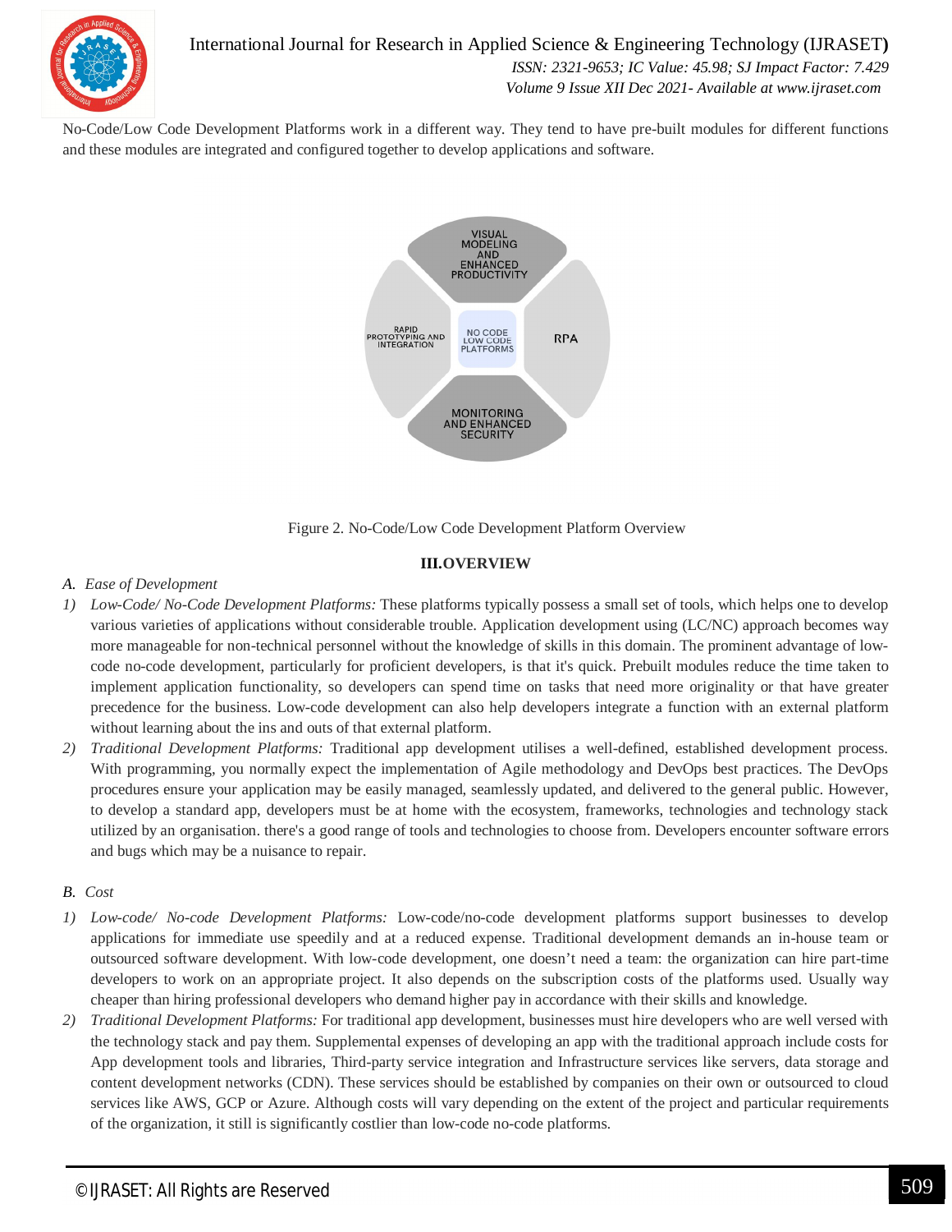No-Code/Low Code Development Platforms work in a different way. They tend to have pre-built modules for different functions and these modules are integrated and configured together to develop applications and software.

Figure 2. No-Code/Low Code Development Platform Overview

## III. OVERVIEW

### A. Ease of Development

1) *Low-Code/ No-Code Development Platforms:* These platforms typically possess a small set of tools, which helps one to develop various varieties of applications without considerable trouble. Application development using (LC/NC) approach becomes way more manageable for non-technical personnel without the knowledge of skills in this domain. The prominent advantage of low-code no-code development, particularly for proficient developers, is that it's quick. Prebuilt modules reduce the time taken to implement application functionality, so developers can spend time on tasks that need more originality or that have greater precedence for the business. Low-code development can also help developers integrate a function with an external platform without learning about the ins and outs of that external platform.
2) *Traditional Development Platforms:* Traditional app development utilises a well-defined, established development process. With programming, you normally expect the implementation of Agile methodology and DevOps best practices. The DevOps procedures ensure your application may be easily managed, seamlessly updated, and delivered to the general public. However, to develop a standard app, developers must be at home with the ecosystem, frameworks, technologies and technology stack utilized by an organisation. there's a good range of tools and technologies to choose from. Developers encounter software errors and bugs which may be a nuisance to repair.

### B. Cost

1) *Low-code/ No-code Development Platforms:* Low-code/no-code development platforms support businesses to develop applications for immediate use speedily and at a reduced expense. Traditional development demands an in-house team or outsourced software development. With low-code development, one doesn't need a team: the organization can hire part-time developers to work on an appropriate project. It also depends on the subscription costs of the platforms used. Usually way cheaper than hiring professional developers who demand higher pay in accordance with their skills and knowledge.
2) *Traditional Development Platforms:* For traditional app development, businesses must hire developers who are well versed with the technology stack and pay them. Supplemental expenses of developing an app with the traditional approach include costs for App development tools and libraries, Third-party service integration and Infrastructure services like servers, data storage and content development networks (CDN). These services should be established by companies on their own or outsourced to cloud services like AWS, GCP or Azure. Although costs will vary depending on the extent of the project and particular requirements of the organization, it still is significantly costlier than low-code no-code platforms.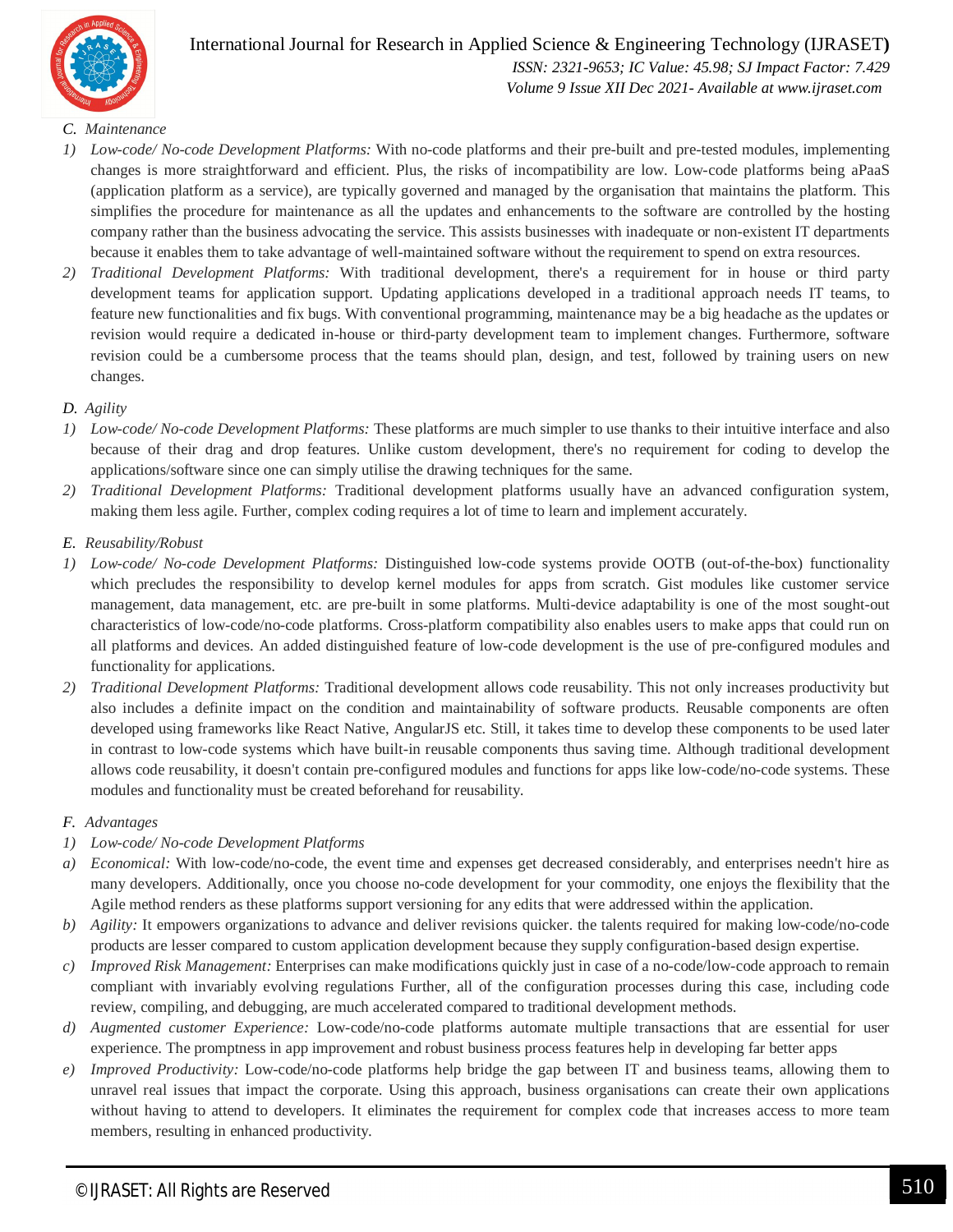### *C. Maintenance*

1) *Low-code/ No-code Development Platforms:* With no-code platforms and their pre-built and pre-tested modules, implementing changes is more straightforward and efficient. Plus, the risks of incompatibility are low. Low-code platforms being aPaaS (application platform as a service), are typically governed and managed by the organisation that maintains the platform. This simplifies the procedure for maintenance as all the updates and enhancements to the software are controlled by the hosting company rather than the business advocating the service. This assists businesses with inadequate or non-existent IT departments because it enables them to take advantage of well-maintained software without the requirement to spend on extra resources.
2) *Traditional Development Platforms:* With traditional development, there's a requirement for in house or third party development teams for application support. Updating applications developed in a traditional approach needs IT teams, to feature new functionalities and fix bugs. With conventional programming, maintenance may be a big headache as the updates or revision would require a dedicated in-house or third-party development team to implement changes. Furthermore, software revision could be a cumbersome process that the teams should plan, design, and test, followed by training users on new changes.

### *D. Agility*

1) *Low-code/ No-code Development Platforms:* These platforms are much simpler to use thanks to their intuitive interface and also because of their drag and drop features. Unlike custom development, there's no requirement for coding to develop the applications/software since one can simply utilise the drawing techniques for the same.
2) *Traditional Development Platforms:* Traditional development platforms usually have an advanced configuration system, making them less agile. Further, complex coding requires a lot of time to learn and implement accurately.

### *E. Reusability/Robust*

1) *Low-code/ No-code Development Platforms:* Distinguished low-code systems provide OOTB (out-of-the-box) functionality which precludes the responsibility to develop kernel modules for apps from scratch. Gist modules like customer service management, data management, etc. are pre-built in some platforms. Multi-device adaptability is one of the most sought-out characteristics of low-code/no-code platforms. Cross-platform compatibility also enables users to make apps that could run on all platforms and devices. An added distinguished feature of low-code development is the use of pre-configured modules and functionality for applications.
2) *Traditional Development Platforms:* Traditional development allows code reusability. This not only increases productivity but also includes a definite impact on the condition and maintainability of software products. Reusable components are often developed using frameworks like React Native, AngularJS etc. Still, it takes time to develop these components to be used later in contrast to low-code systems which have built-in reusable components thus saving time. Although traditional development allows code reusability, it doesn't contain pre-configured modules and functions for apps like low-code/no-code systems. These modules and functionality must be created beforehand for reusability.

### *F. Advantages*

1) *Low-code/ No-code Development Platforms*

a) *Economical:* With low-code/no-code, the event time and expenses get decreased considerably, and enterprises needn't hire as many developers. Additionally, once you choose no-code development for your commodity, one enjoys the flexibility that the Agile method renders as these platforms support versioning for any edits that were addressed within the application.

b) *Agility:* It empowers organizations to advance and deliver revisions quicker. the talents required for making low-code/no-code products are lesser compared to custom application development because they supply configuration-based design expertise.

c) *Improved Risk Management:* Enterprises can make modifications quickly just in case of a no-code/low-code approach to remain compliant with invariably evolving regulations Further, all of the configuration processes during this case, including code review, compiling, and debugging, are much accelerated compared to traditional development methods.

d) *Augmented customer Experience:* Low-code/no-code platforms automate multiple transactions that are essential for user experience. The promptness in app improvement and robust business process features help in developing far better apps

e) *Improved Productivity:* Low-code/no-code platforms help bridge the gap between IT and business teams, allowing them to unravel real issues that impact the corporate. Using this approach, business organisations can create their own applications without having to attend to developers. It eliminates the requirement for complex code that increases access to more team members, resulting in enhanced productivity.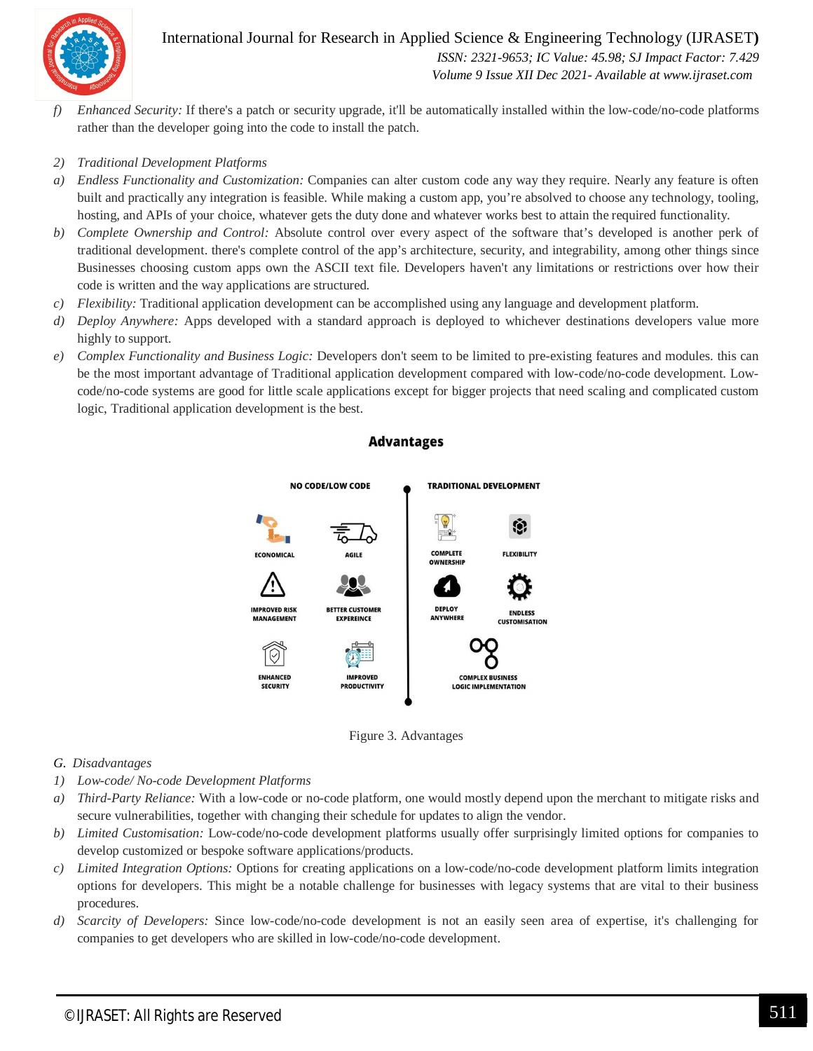f) *Enhanced Security:* If there's a patch or security upgrade, it'll be automatically installed within the low-code/no-code platforms rather than the developer going into the code to install the patch.

2) *Traditional Development Platforms*

a) *Endless Functionality and Customization:* Companies can alter custom code any way they require. Nearly any feature is often built and practically any integration is feasible. While making a custom app, you're absolved to choose any technology, tooling, hosting, and APIs of your choice, whatever gets the duty done and whatever works best to attain the required functionality.

b) *Complete Ownership and Control:* Absolute control over every aspect of the software that's developed is another perk of traditional development. there's complete control of the app's architecture, security, and integrability, among other things since Businesses choosing custom apps own the ASCII text file. Developers haven't any limitations or restrictions over how their code is written and the way applications are structured.

c) *Flexibility:* Traditional application development can be accomplished using any language and development platform.

d) *Deploy Anywhere:* Apps developed with a standard approach is deployed to whichever destinations developers value more highly to support.

e) *Complex Functionality and Business Logic:* Developers don't seem to be limited to pre-existing features and modules. this can be the most important advantage of Traditional application development compared with low-code/no-code development. Low-code/no-code systems are good for little scale applications except for bigger projects that need scaling and complicated custom logic, Traditional application development is the best.

**Advantages**

| NO CODE/LOW CODE | TRADITIONAL DEVELOPMENT |
| --- | --- |
| ECONOMICAL | COMPLETE OWNERSHIP |
| AGILE | FLEXIBILITY |
| IMPROVED RISK MANAGEMENT | DEPLOY ANYWHERE |
| BETTER CUSTOMER EXPEREINCE | ENDLESS CUSTOMISATION |
| ENHANCED SECURITY | COMPLEX BUSINESS LOGIC IMPLEMENTATION |
| IMPROVED PRODUCTIVITY | |

Figure 3. Advantages

*G. Disadvantages*

1) *Low-code/ No-code Development Platforms*

a) *Third-Party Reliance:* With a low-code or no-code platform, one would mostly depend upon the merchant to mitigate risks and secure vulnerabilities, together with changing their schedule for updates to align the vendor.

b) *Limited Customisation:* Low-code/no-code development platforms usually offer surprisingly limited options for companies to develop customized or bespoke software applications/products.

c) *Limited Integration Options:* Options for creating applications on a low-code/no-code development platform limits integration options for developers. This might be a notable challenge for businesses with legacy systems that are vital to their business procedures.

d) *Scarcity of Developers:* Since low-code/no-code development is not an easily seen area of expertise, it's challenging for companies to get developers who are skilled in low-code/no-code development.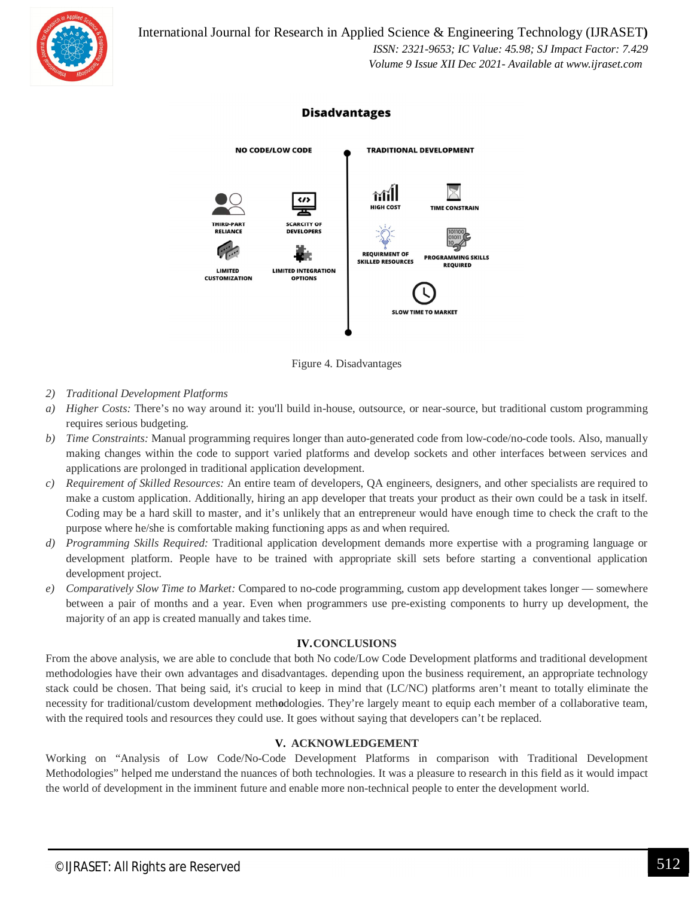**Disadvantages**

NO CODE/LOW CODE

THIRD-PART RELIANCE

SCARCITY OF DEVELOPERS

LIMITED CUSTOMIZATION

LIMITED INTEGRATION OPTIONS

TRADITIONAL DEVELOPMENT

HIGH COST

TIME CONSTRAIN

REQUIRMENT OF SKILLED RESOURCES

PROGRAMMING SKILLS REQUIRED

SLOW TIME TO MARKET

Figure 4. Disadvantages

2) *Traditional Development Platforms*

a) *Higher Costs:* There's no way around it: you'll build in-house, outsource, or near-source, but traditional custom programming requires serious budgeting.

b) *Time Constraints:* Manual programming requires longer than auto-generated code from low-code/no-code tools. Also, manually making changes within the code to support varied platforms and develop sockets and other interfaces between services and applications are prolonged in traditional application development.

c) *Requirement of Skilled Resources:* An entire team of developers, QA engineers, designers, and other specialists are required to make a custom application. Additionally, hiring an app developer that treats your product as their own could be a task in itself. Coding may be a hard skill to master, and it's unlikely that an entrepreneur would have enough time to check the craft to the purpose where he/she is comfortable making functioning apps as and when required.

d) *Programming Skills Required:* Traditional application development demands more expertise with a programing language or development platform. People have to be trained with appropriate skill sets before starting a conventional application development project.

e) *Comparatively Slow Time to Market:* Compared to no-code programming, custom app development takes longer — somewhere between a pair of months and a year. Even when programmers use pre-existing components to hurry up development, the majority of an app is created manually and takes time.

## IV. CONCLUSIONS

From the above analysis, we are able to conclude that both No code/Low Code Development platforms and traditional development methodologies have their own advantages and disadvantages. depending upon the business requirement, an appropriate technology stack could be chosen. That being said, it's crucial to keep in mind that (LC/NC) platforms aren't meant to totally eliminate the necessity for traditional/custom development methodologies. They're largely meant to equip each member of a collaborative team, with the required tools and resources they could use. It goes without saying that developers can't be replaced.

## V. ACKNOWLEDGEMENT

Working on "Analysis of Low Code/No-Code Development Platforms in comparison with Traditional Development Methodologies" helped me understand the nuances of both technologies. It was a pleasure to research in this field as it would impact the world of development in the imminent future and enable more non-technical people to enter the development world.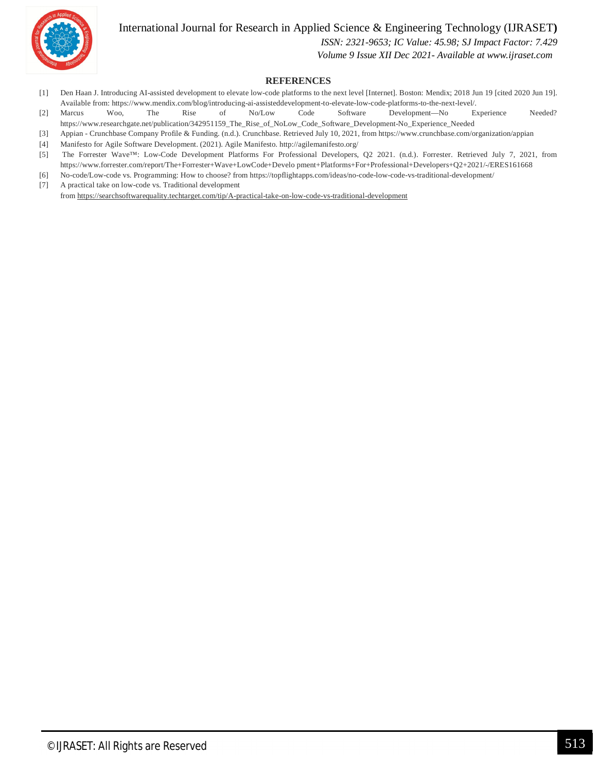## REFERENCES

[1] Den Haan J. Introducing AI-assisted development to elevate low-code platforms to the next level [Internet]. Boston: Mendix; 2018 Jun 19 [cited 2020 Jun 19]. Available from: https://www.mendix.com/blog/introducing-ai-assisteddevelopment-to-elevate-low-code-platforms-to-the-next-level/.

[2] Marcus Woo, The Rise of No/Low Code Software Development—No Experience Needed? https://www.researchgate.net/publication/342951159_The_Rise_of_NoLow_Code_Software_Development-No_Experience_Needed

[3] Appian - Crunchbase Company Profile & Funding. (n.d.). Crunchbase. Retrieved July 10, 2021, from https://www.crunchbase.com/organization/appian

[4] Manifesto for Agile Software Development. (2021). Agile Manifesto. http://agilemanifesto.org/

[5] The Forrester Wave™: Low-Code Development Platforms For Professional Developers, Q2 2021. (n.d.). Forrester. Retrieved July 7, 2021, from https://www.forrester.com/report/The+Forrester+Wave+LowCode+Develo pment+Platforms+For+Professional+Developers+Q2+2021/-/ERES161668

[6] No-code/Low-code vs. Programming: How to choose? from https://topflightapps.com/ideas/no-code-low-code-vs-traditional-development/

[7] A practical take on low-code vs. Traditional development from https://searchsoftwarequality.techtarget.com/tip/A-practical-take-on-low-code-vs-traditional-development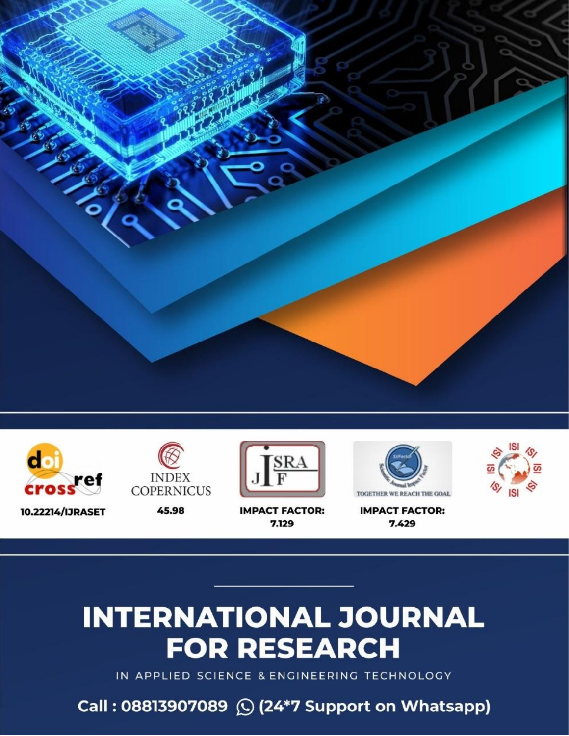10.22214/IJRASET

45.98

IMPACT FACTOR: 7.129

IMPACT FACTOR: 7.429

# INTERNATIONAL JOURNAL FOR RESEARCH

IN APPLIED SCIENCE & ENGINEERING TECHNOLOGY

Call : 08813907089 (24*7 Support on Whatsapp)